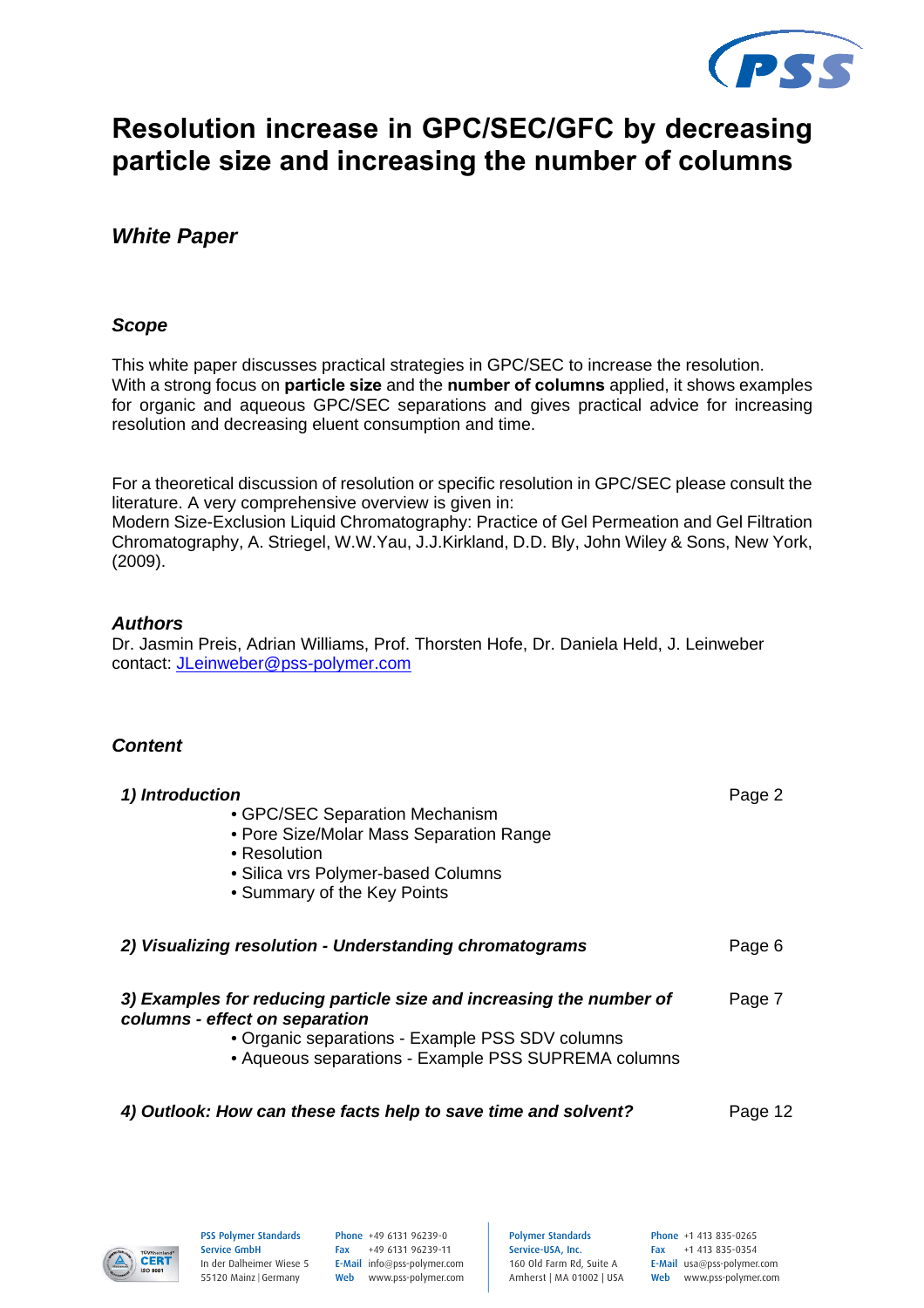# Resolution increase in GPC/SEC/GFC by decreasing particle size and increasing the number of columns

## *White Paper*

### *Scope*

This white paper discusses practical strategies in GPC/SEC to increase the resolution. With a strong focus on **particle size** and the **number of columns** applied, it shows examples for organic and aqueous GPC/SEC separations and gives practical advice for increasing resolution and decreasing eluent consumption and time.

For a theoretical discussion of resolution or specific resolution in GPC/SEC please consult the literature. A very comprehensive overview is given in:
Modern Size-Exclusion Liquid Chromatography: Practice of Gel Permeation and Gel Filtration Chromatography, A. Striegel, W.W.Yau, J.J.Kirkland, D.D. Bly, John Wiley & Sons, New York, (2009).

### *Authors*

Dr. Jasmin Preis, Adrian Williams, Prof. Thorsten Hofe, Dr. Daniela Held, J. Leinweber
contact: JLeinweber@pss-polymer.com

### *Content*

***1) Introduction*** — Page 2

- GPC/SEC Separation Mechanism
- Pore Size/Molar Mass Separation Range
- Resolution
- Silica vrs Polymer-based Columns
- Summary of the Key Points

***2) Visualizing resolution - Understanding chromatograms*** — Page 6

***3) Examples for reducing particle size and increasing the number of columns - effect on separation*** — Page 7

- Organic separations - Example PSS SDV columns
- Aqueous separations - Example PSS SUPREMA columns

***4) Outlook: How can these facts help to save time and solvent?*** — Page 12

PSS Polymer Standards Service GmbH
In der Dalheimer Wiese 5
55120 Mainz | Germany
Phone +49 6131 96239-0
Fax +49 6131 96239-11
E-Mail info@pss-polymer.com
Web www.pss-polymer.com

Polymer Standards Service-USA, Inc.
160 Old Farm Rd, Suite A
Amherst | MA 01002 | USA
Phone +1 413 835-0265
Fax +1 413 835-0354
E-Mail usa@pss-polymer.com
Web www.pss-polymer.com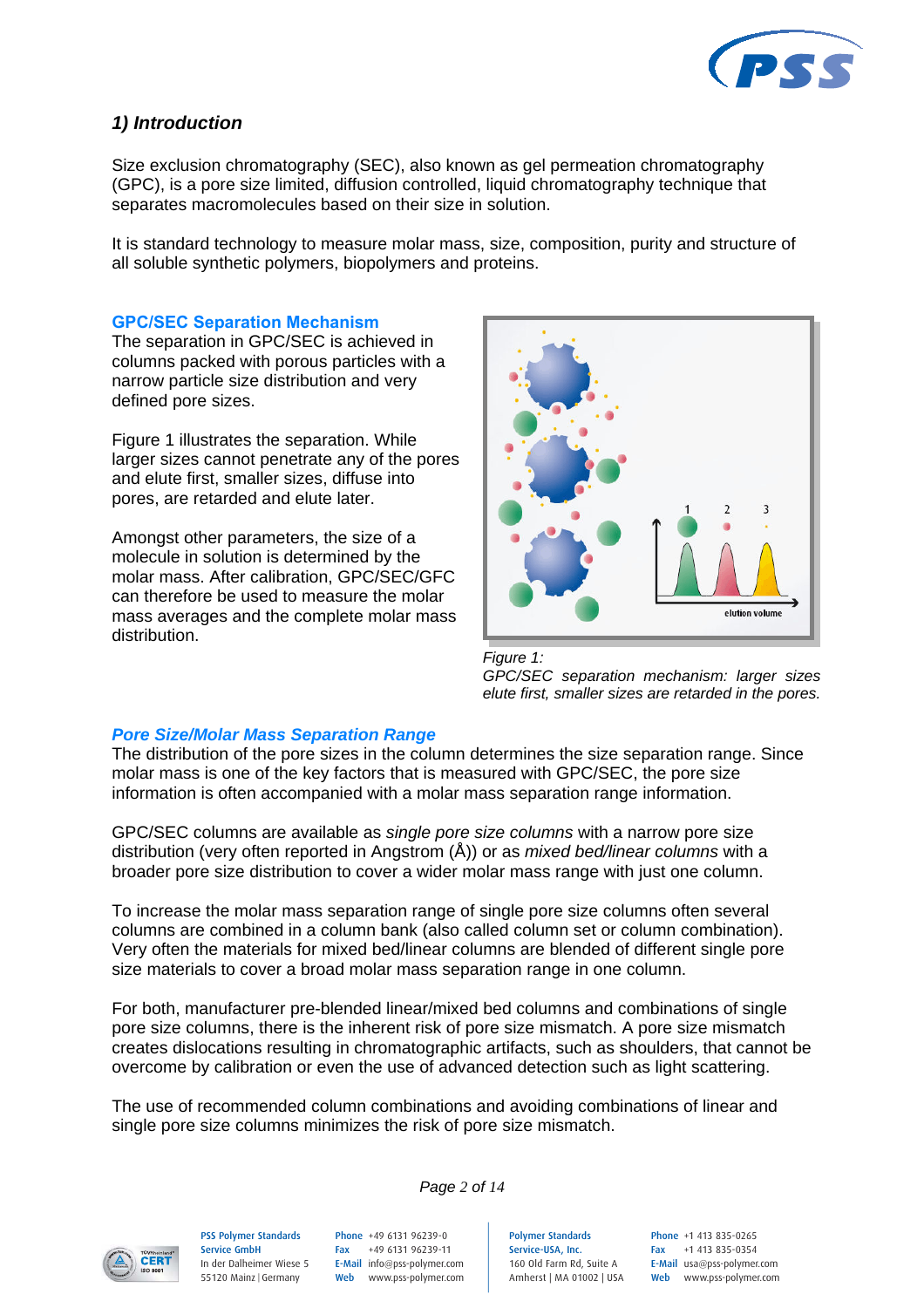## 1) Introduction

Size exclusion chromatography (SEC), also known as gel permeation chromatography (GPC), is a pore size limited, diffusion controlled, liquid chromatography technique that separates macromolecules based on their size in solution.

It is standard technology to measure molar mass, size, composition, purity and structure of all soluble synthetic polymers, biopolymers and proteins.

### GPC/SEC Separation Mechanism

The separation in GPC/SEC is achieved in columns packed with porous particles with a narrow particle size distribution and very defined pore sizes.

Figure 1 illustrates the separation. While larger sizes cannot penetrate any of the pores and elute first, smaller sizes, diffuse into pores, are retarded and elute later.

Amongst other parameters, the size of a molecule in solution is determined by the molar mass. After calibration, GPC/SEC/GFC can therefore be used to measure the molar mass averages and the complete molar mass distribution.

*Figure 1:*
*GPC/SEC separation mechanism: larger sizes elute first, smaller sizes are retarded in the pores.*

### *Pore Size/Molar Mass Separation Range*

The distribution of the pore sizes in the column determines the size separation range. Since molar mass is one of the key factors that is measured with GPC/SEC, the pore size information is often accompanied with a molar mass separation range information.

GPC/SEC columns are available as *single pore size columns* with a narrow pore size distribution (very often reported in Angstrom (Å)) or as *mixed bed/linear columns* with a broader pore size distribution to cover a wider molar mass range with just one column.

To increase the molar mass separation range of single pore size columns often several columns are combined in a column bank (also called column set or column combination). Very often the materials for mixed bed/linear columns are blended of different single pore size materials to cover a broad molar mass separation range in one column.

For both, manufacturer pre-blended linear/mixed bed columns and combinations of single pore size columns, there is the inherent risk of pore size mismatch. A pore size mismatch creates dislocations resulting in chromatographic artifacts, such as shoulders, that cannot be overcome by calibration or even the use of advanced detection such as light scattering.

The use of recommended column combinations and avoiding combinations of linear and single pore size columns minimizes the risk of pore size mismatch.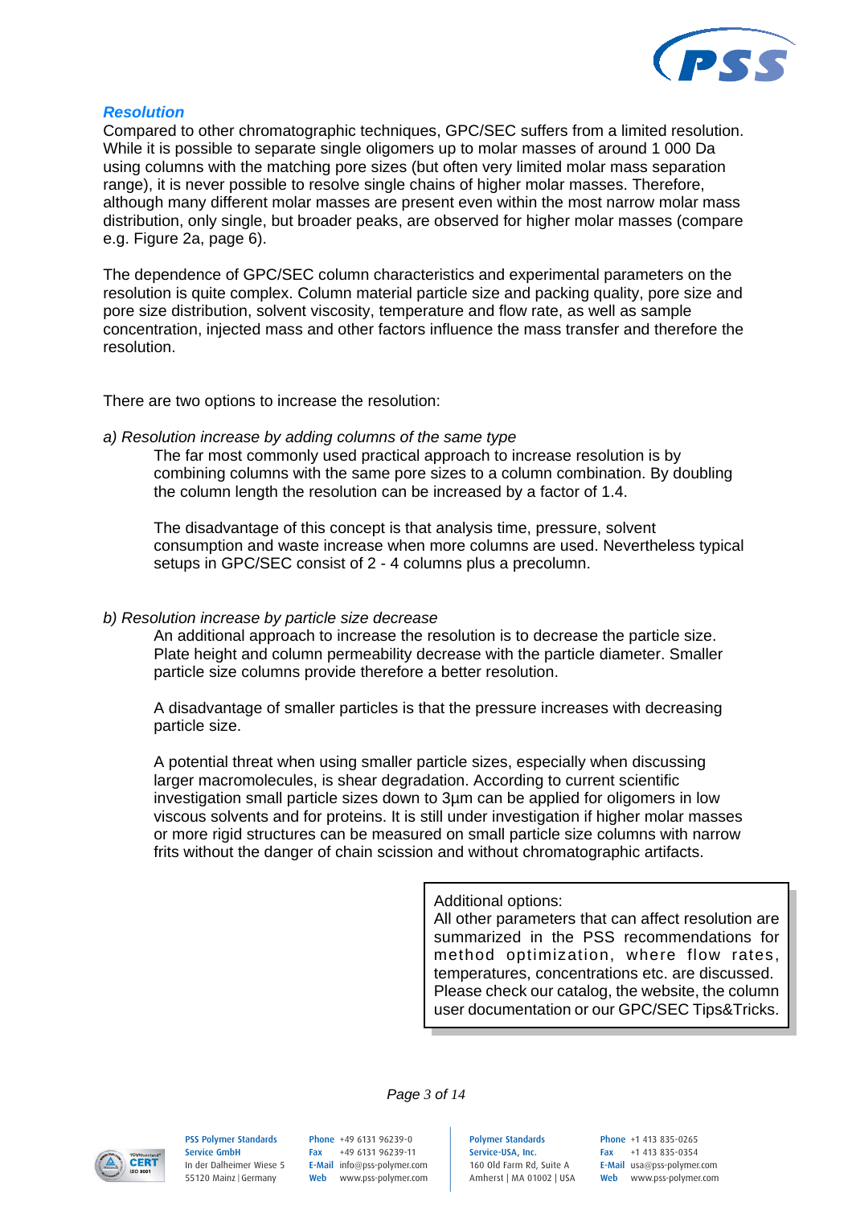## Resolution

Compared to other chromatographic techniques, GPC/SEC suffers from a limited resolution. While it is possible to separate single oligomers up to molar masses of around 1 000 Da using columns with the matching pore sizes (but often very limited molar mass separation range), it is never possible to resolve single chains of higher molar masses. Therefore, although many different molar masses are present even within the most narrow molar mass distribution, only single, but broader peaks, are observed for higher molar masses (compare e.g. Figure 2a, page 6).

The dependence of GPC/SEC column characteristics and experimental parameters on the resolution is quite complex. Column material particle size and packing quality, pore size and pore size distribution, solvent viscosity, temperature and flow rate, as well as sample concentration, injected mass and other factors influence the mass transfer and therefore the resolution.

There are two options to increase the resolution:

*a) Resolution increase by adding columns of the same type*

The far most commonly used practical approach to increase resolution is by combining columns with the same pore sizes to a column combination. By doubling the column length the resolution can be increased by a factor of 1.4.

The disadvantage of this concept is that analysis time, pressure, solvent consumption and waste increase when more columns are used. Nevertheless typical setups in GPC/SEC consist of 2 - 4 columns plus a precolumn.

*b) Resolution increase by particle size decrease*

An additional approach to increase the resolution is to decrease the particle size. Plate height and column permeability decrease with the particle diameter. Smaller particle size columns provide therefore a better resolution.

A disadvantage of smaller particles is that the pressure increases with decreasing particle size.

A potential threat when using smaller particle sizes, especially when discussing larger macromolecules, is shear degradation. According to current scientific investigation small particle sizes down to 3µm can be applied for oligomers in low viscous solvents and for proteins. It is still under investigation if higher molar masses or more rigid structures can be measured on small particle size columns with narrow frits without the danger of chain scission and without chromatographic artifacts.

> Additional options:
> All other parameters that can affect resolution are summarized in the PSS recommendations for method optimization, where flow rates, temperatures, concentrations etc. are discussed. Please check our catalog, the website, the column user documentation or our GPC/SEC Tips&Tricks.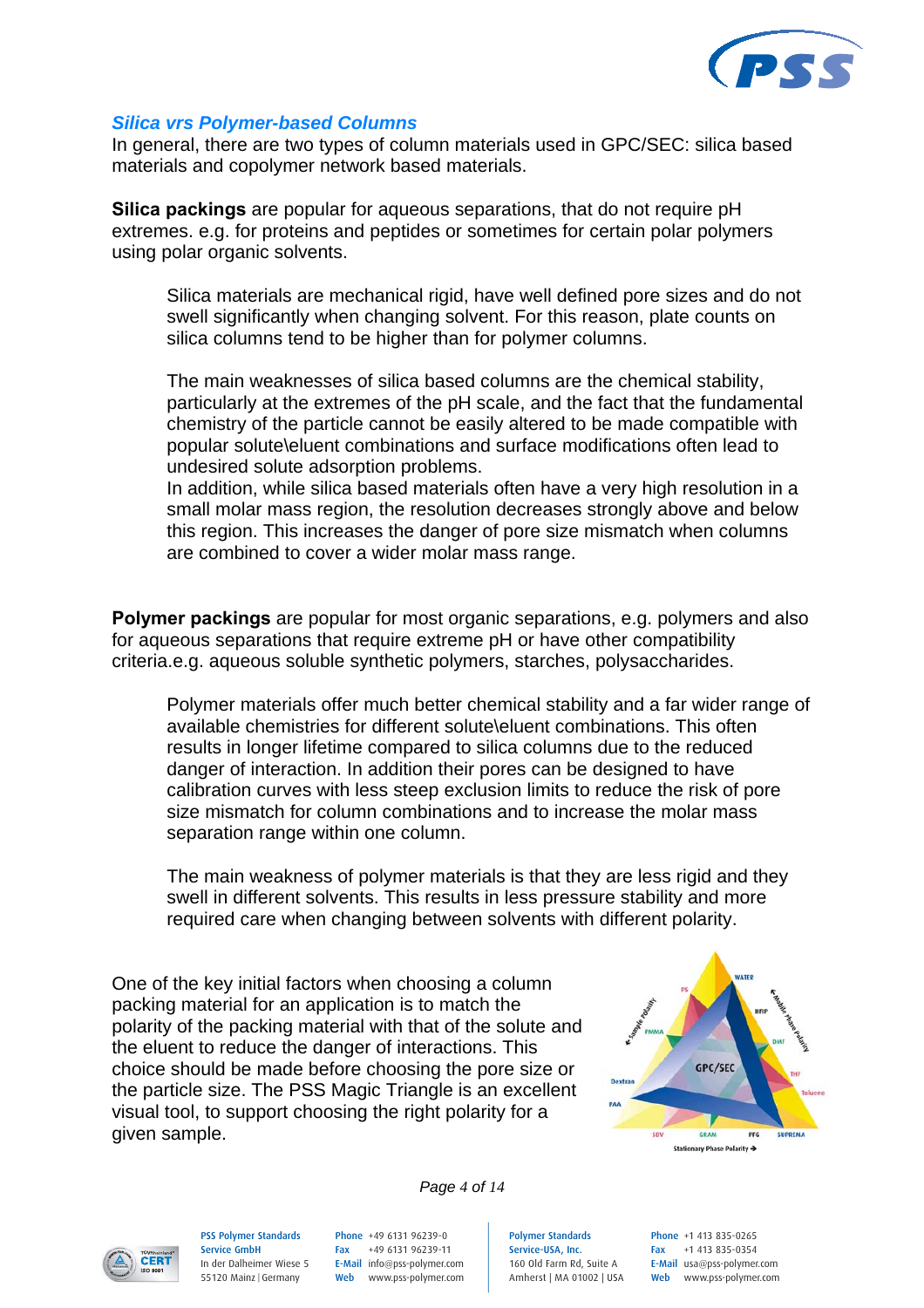## *Silica vrs Polymer-based Columns*

In general, there are two types of column materials used in GPC/SEC: silica based materials and copolymer network based materials.

**Silica packings** are popular for aqueous separations, that do not require pH extremes. e.g. for proteins and peptides or sometimes for certain polar polymers using polar organic solvents.

> Silica materials are mechanical rigid, have well defined pore sizes and do not swell significantly when changing solvent. For this reason, plate counts on silica columns tend to be higher than for polymer columns.
>
> The main weaknesses of silica based columns are the chemical stability, particularly at the extremes of the pH scale, and the fact that the fundamental chemistry of the particle cannot be easily altered to be made compatible with popular solute\eluent combinations and surface modifications often lead to undesired solute adsorption problems.
> In addition, while silica based materials often have a very high resolution in a small molar mass region, the resolution decreases strongly above and below this region. This increases the danger of pore size mismatch when columns are combined to cover a wider molar mass range.

**Polymer packings** are popular for most organic separations, e.g. polymers and also for aqueous separations that require extreme pH or have other compatibility criteria.e.g. aqueous soluble synthetic polymers, starches, polysaccharides.

> Polymer materials offer much better chemical stability and a far wider range of available chemistries for different solute\eluent combinations. This often results in longer lifetime compared to silica columns due to the reduced danger of interaction. In addition their pores can be designed to have calibration curves with less steep exclusion limits to reduce the risk of pore size mismatch for column combinations and to increase the molar mass separation range within one column.
>
> The main weakness of polymer materials is that they are less rigid and they swell in different solvents. This results in less pressure stability and more required care when changing between solvents with different polarity.

One of the key initial factors when choosing a column packing material for an application is to match the polarity of the packing material with that of the solute and the eluent to reduce the danger of interactions. This choice should be made before choosing the pore size or the particle size. The PSS Magic Triangle is an excellent visual tool, to support choosing the right polarity for a given sample.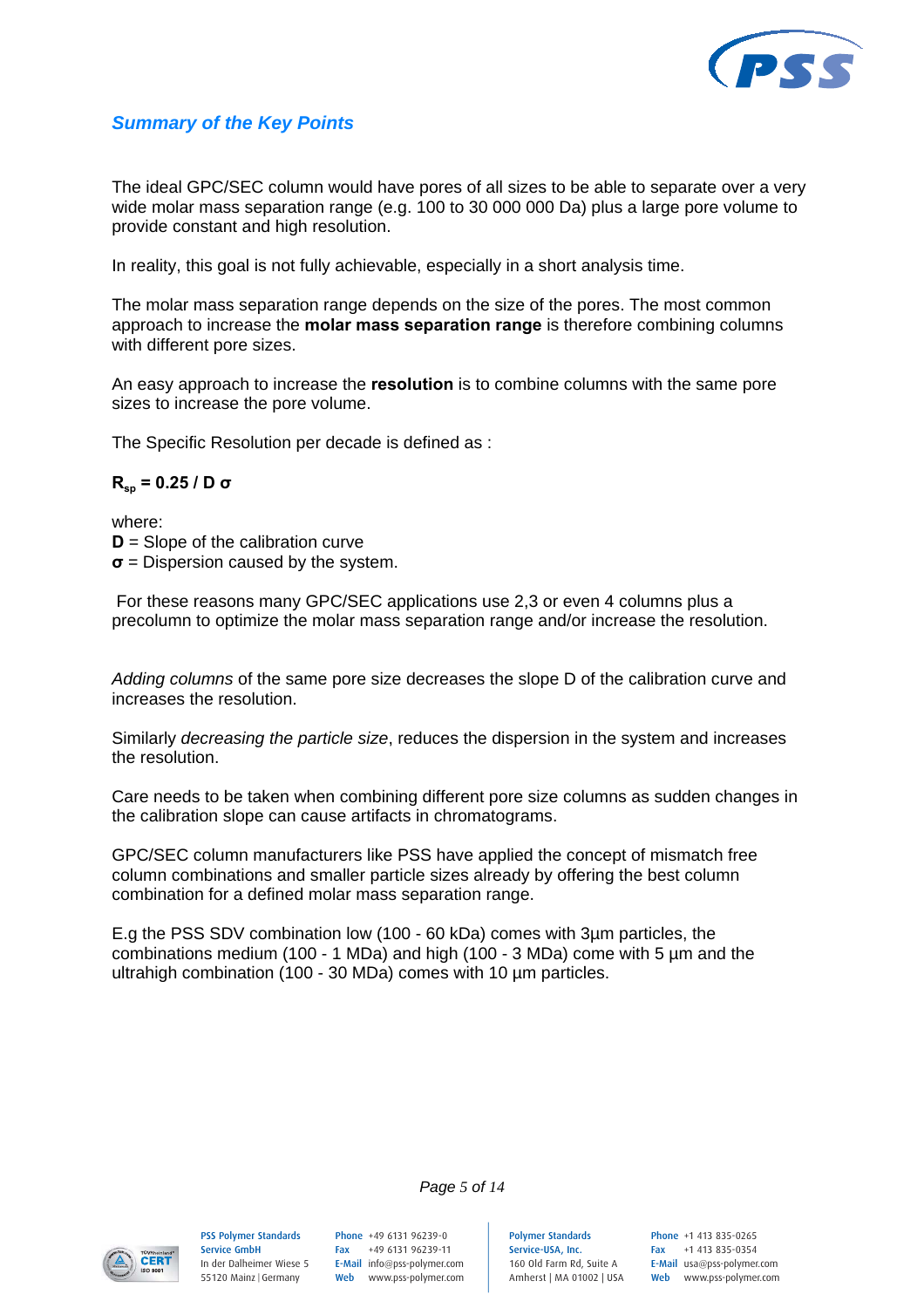## *Summary of the Key Points*

The ideal GPC/SEC column would have pores of all sizes to be able to separate over a very wide molar mass separation range (e.g. 100 to 30 000 000 Da) plus a large pore volume to provide constant and high resolution.

In reality, this goal is not fully achievable, especially in a short analysis time.

The molar mass separation range depends on the size of the pores. The most common approach to increase the **molar mass separation range** is therefore combining columns with different pore sizes.

An easy approach to increase the **resolution** is to combine columns with the same pore sizes to increase the pore volume.

The Specific Resolution per decade is defined as :

$$\mathbf{R_{sp} = 0.25 / D\,\sigma}$$

where:
**D** = Slope of the calibration curve
**σ** = Dispersion caused by the system.

For these reasons many GPC/SEC applications use 2,3 or even 4 columns plus a precolumn to optimize the molar mass separation range and/or increase the resolution.

*Adding columns* of the same pore size decreases the slope D of the calibration curve and increases the resolution.

Similarly *decreasing the particle size*, reduces the dispersion in the system and increases the resolution.

Care needs to be taken when combining different pore size columns as sudden changes in the calibration slope can cause artifacts in chromatograms.

GPC/SEC column manufacturers like PSS have applied the concept of mismatch free column combinations and smaller particle sizes already by offering the best column combination for a defined molar mass separation range.

E.g the PSS SDV combination low (100 - 60 kDa) comes with 3µm particles, the combinations medium (100 - 1 MDa) and high (100 - 3 MDa) come with 5 µm and the ultrahigh combination (100 - 30 MDa) comes with 10 µm particles.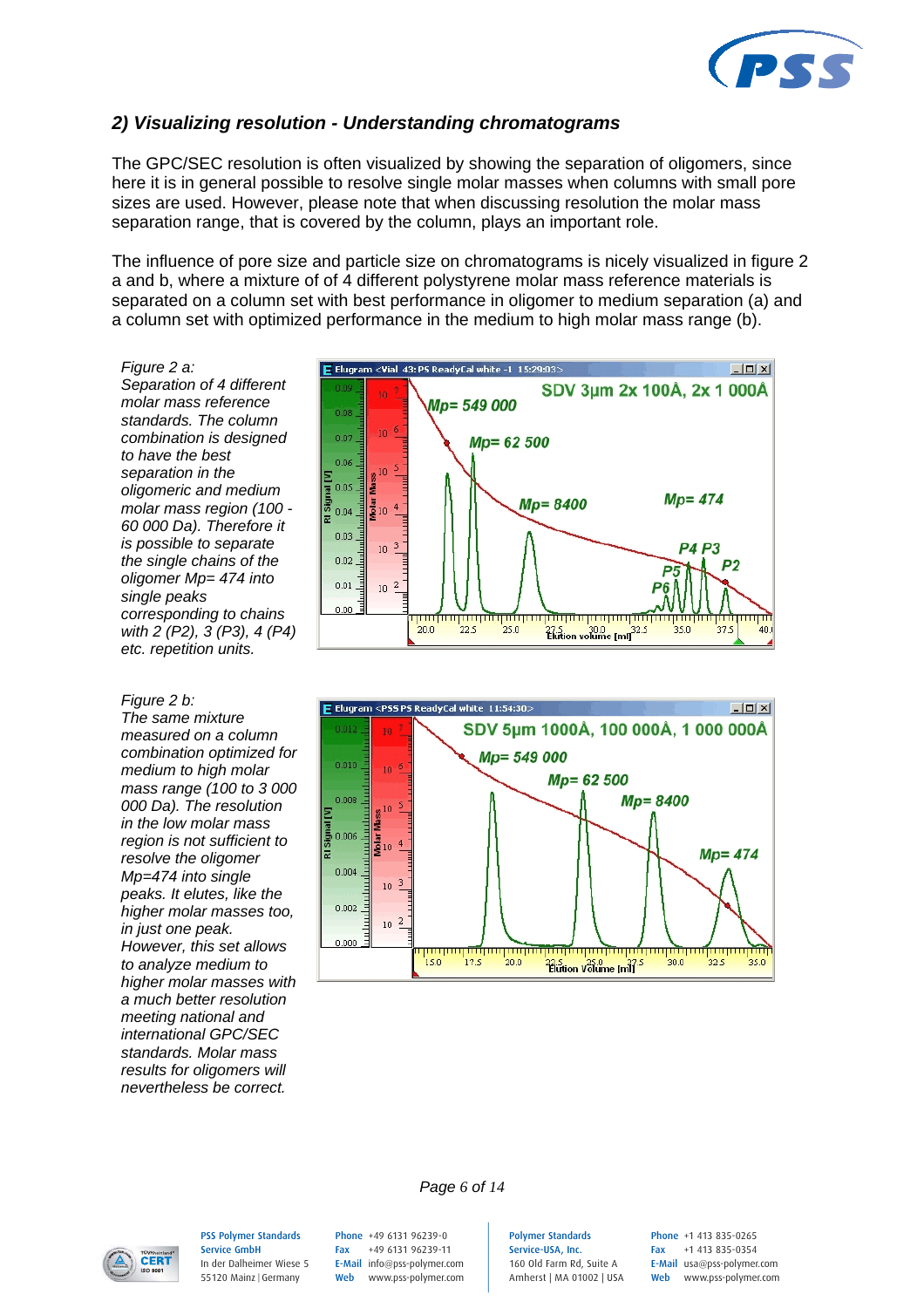## 2) Visualizing resolution - Understanding chromatograms

The GPC/SEC resolution is often visualized by showing the separation of oligomers, since here it is in general possible to resolve single molar masses when columns with small pore sizes are used. However, please note that when discussing resolution the molar mass separation range, that is covered by the column, plays an important role.

The influence of pore size and particle size on chromatograms is nicely visualized in figure 2 a and b, where a mixture of of 4 different polystyrene molar mass reference materials is separated on a column set with best performance in oligomer to medium separation (a) and a column set with optimized performance in the medium to high molar mass range (b).

*Figure 2 a: Separation of 4 different molar mass reference standards. The column combination is designed to have the best separation in the oligomeric and medium molar mass region (100 - 60 000 Da). Therefore it is possible to separate the single chains of the oligomer Mp= 474 into single peaks corresponding to chains with 2 (P2), 3 (P3), 4 (P4) etc. repetition units.*

*Figure 2 b: The same mixture measured on a column combination optimized for medium to high molar mass range (100 to 3 000 000 Da). The resolution in the low molar mass region is not sufficient to resolve the oligomer Mp=474 into single peaks. It elutes, like the higher molar masses too, in just one peak. However, this set allows to analyze medium to higher molar masses with a much better resolution meeting national and international GPC/SEC standards. Molar mass results for oligomers will nevertheless be correct.*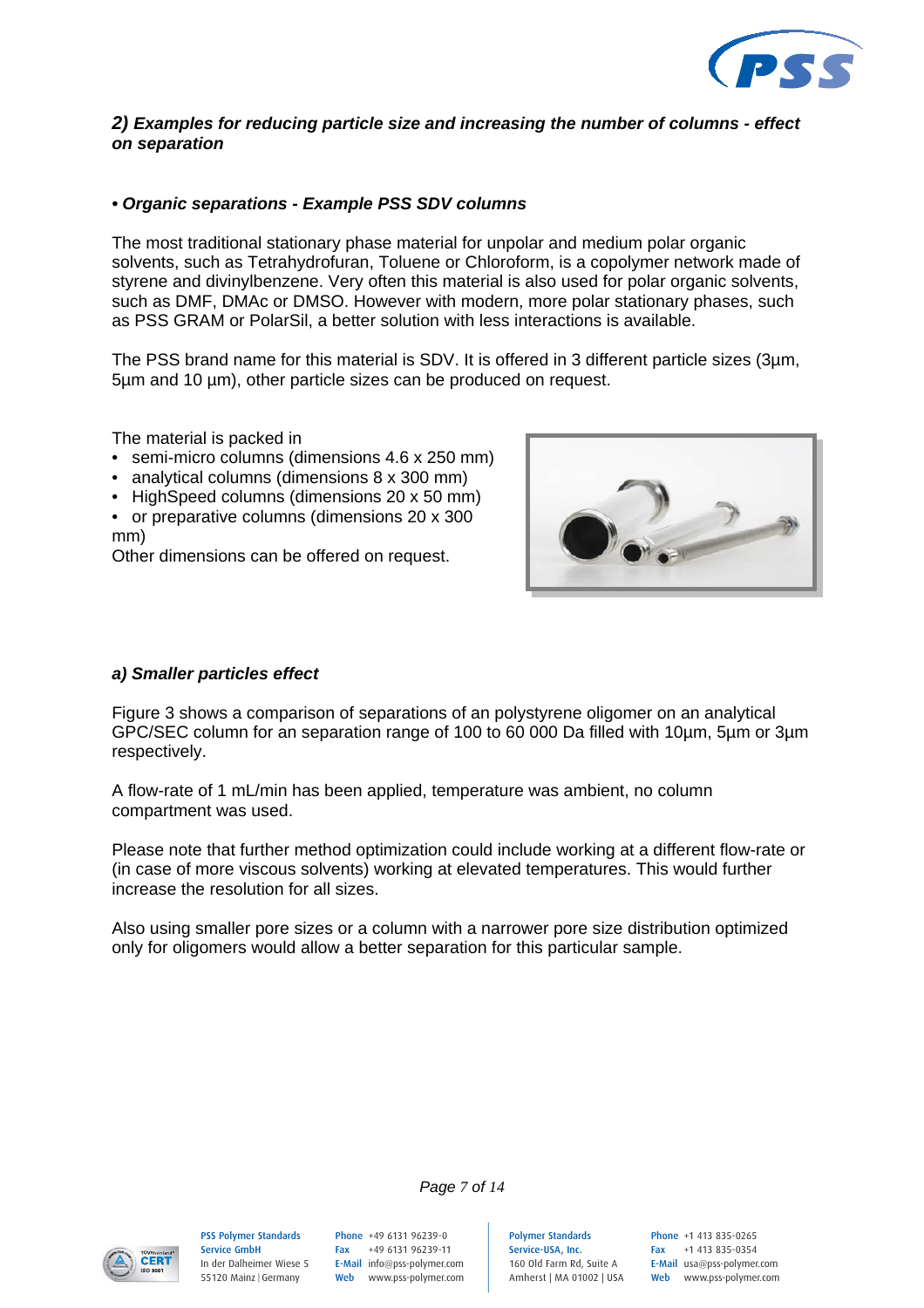## *2) Examples for reducing particle size and increasing the number of columns - effect on separation*

### *• Organic separations - Example PSS SDV columns*

The most traditional stationary phase material for unpolar and medium polar organic solvents, such as Tetrahydrofuran, Toluene or Chloroform, is a copolymer network made of styrene and divinylbenzene. Very often this material is also used for polar organic solvents, such as DMF, DMAc or DMSO. However with modern, more polar stationary phases, such as PSS GRAM or PolarSil, a better solution with less interactions is available.

The PSS brand name for this material is SDV. It is offered in 3 different particle sizes (3µm, 5µm and 10 µm), other particle sizes can be produced on request.

The material is packed in

- semi-micro columns (dimensions 4.6 x 250 mm)
- analytical columns (dimensions 8 x 300 mm)
- HighSpeed columns (dimensions 20 x 50 mm)
- or preparative columns (dimensions 20 x 300 mm)

Other dimensions can be offered on request.

### *a) Smaller particles effect*

Figure 3 shows a comparison of separations of an polystyrene oligomer on an analytical GPC/SEC column for an separation range of 100 to 60 000 Da filled with 10µm, 5µm or 3µm respectively.

A flow-rate of 1 mL/min has been applied, temperature was ambient, no column compartment was used.

Please note that further method optimization could include working at a different flow-rate or (in case of more viscous solvents) working at elevated temperatures. This would further increase the resolution for all sizes.

Also using smaller pore sizes or a column with a narrower pore size distribution optimized only for oligomers would allow a better separation for this particular sample.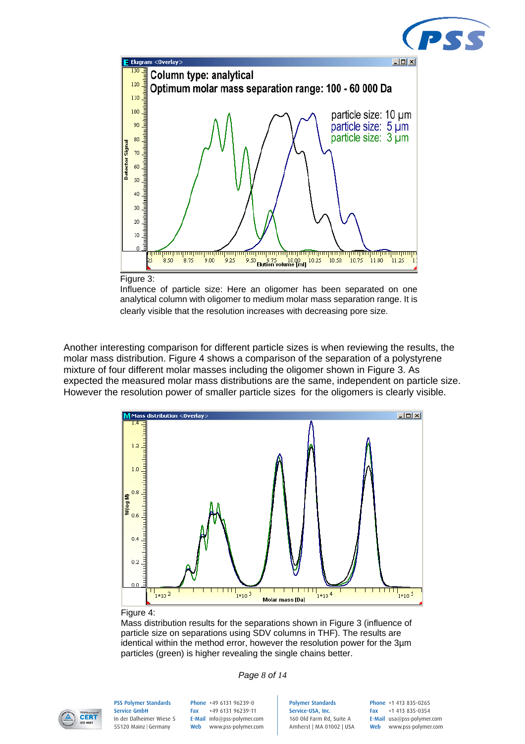Figure 3:
Influence of particle size: Here an oligomer has been separated on one analytical column with oligomer to medium molar mass separation range. It is clearly visible that the resolution increases with decreasing pore size.

Another interesting comparison for different particle sizes is when reviewing the results, the molar mass distribution. Figure 4 shows a comparison of the separation of a polystyrene mixture of four different molar masses including the oligomer shown in Figure 3. As expected the measured molar mass distributions are the same, independent on particle size. However the resolution power of smaller particle sizes for the oligomers is clearly visible.

Figure 4:
Mass distribution results for the separations shown in Figure 3 (influence of particle size on separations using SDV columns in THF). The results are identical within the method error, however the resolution power for the 3µm particles (green) is higher revealing the single chains better.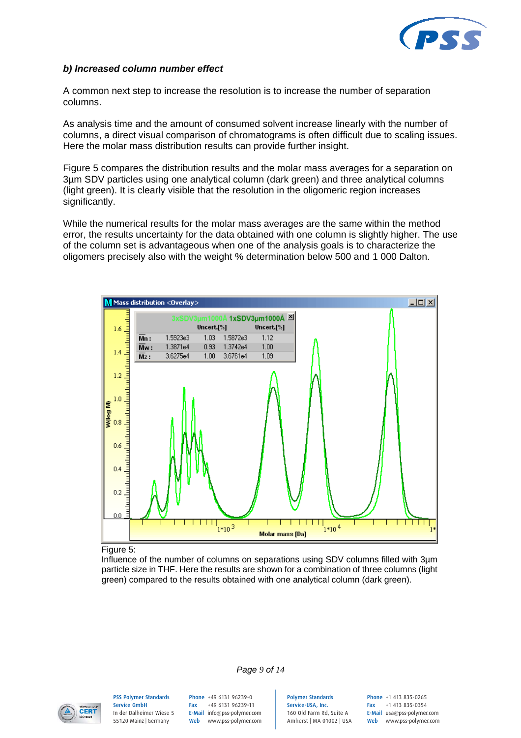### *b) Increased column number effect*

A common next step to increase the resolution is to increase the number of separation columns.

As analysis time and the amount of consumed solvent increase linearly with the number of columns, a direct visual comparison of chromatograms is often difficult due to scaling issues. Here the molar mass distribution results can provide further insight.

Figure 5 compares the distribution results and the molar mass averages for a separation on 3µm SDV particles using one analytical column (dark green) and three analytical columns (light green). It is clearly visible that the resolution in the oligomeric region increases significantly.

While the numerical results for the molar mass averages are the same within the method error, the results uncertainty for the data obtained with one column is slightly higher. The use of the column set is advantageous when one of the analysis goals is to characterize the oligomers precisely also with the weight % determination below 500 and 1 000 Dalton.

| | 3xSDV3µm1000A | Uncert.[%] | 1xSDV3µm1000A | Uncert.[%] |
|---|---|---|---|---|
| Mn : | 1.5923e3 | 1.03 | 1.5872e3 | 1.12 |
| Mw : | 1.3871e4 | 0.93 | 1.3742e4 | 1.00 |
| Mz : | 3.6275e4 | 1.00 | 3.6761e4 | 1.09 |

Figure 5:
Influence of the number of columns on separations using SDV columns filled with 3µm particle size in THF. Here the results are shown for a combination of three columns (light green) compared to the results obtained with one analytical column (dark green).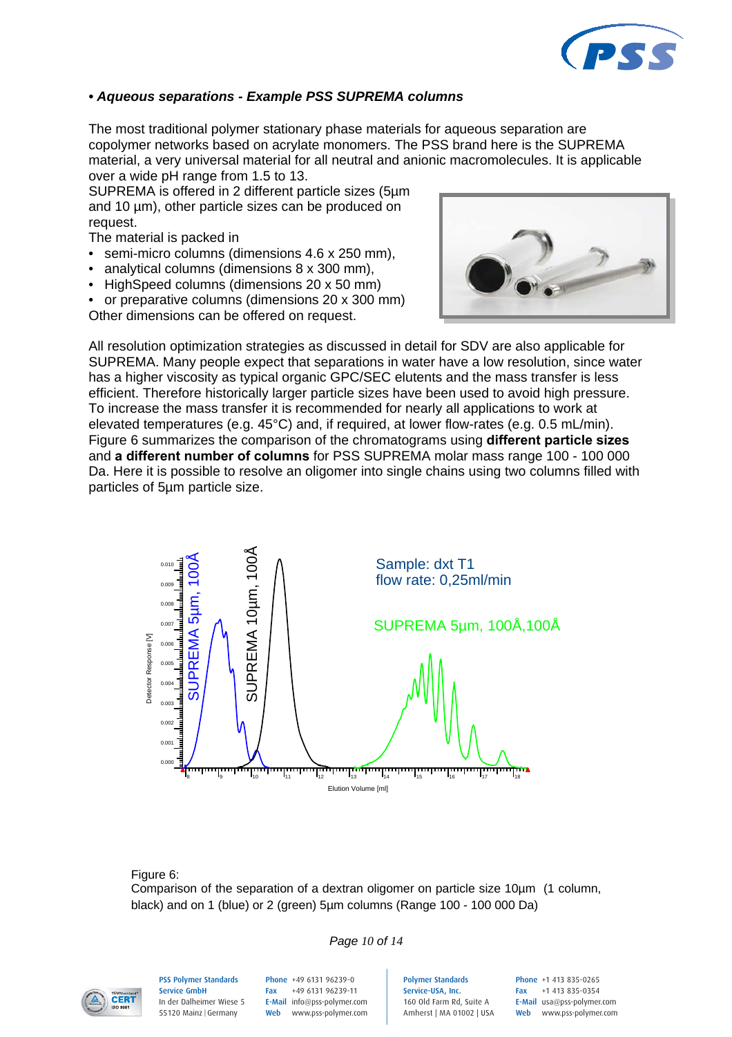### • *Aqueous separations - Example PSS SUPREMA columns*

The most traditional polymer stationary phase materials for aqueous separation are copolymer networks based on acrylate monomers. The PSS brand here is the SUPREMA material, a very universal material for all neutral and anionic macromolecules. It is applicable over a wide pH range from 1.5 to 13.

SUPREMA is offered in 2 different particle sizes (5µm and 10 µm), other particle sizes can be produced on request.

The material is packed in

- semi-micro columns (dimensions 4.6 x 250 mm),
- analytical columns (dimensions 8 x 300 mm),
- HighSpeed columns (dimensions 20 x 50 mm)
- or preparative columns (dimensions 20 x 300 mm)

Other dimensions can be offered on request.

All resolution optimization strategies as discussed in detail for SDV are also applicable for SUPREMA. Many people expect that separations in water have a low resolution, since water has a higher viscosity as typical organic GPC/SEC elutents and the mass transfer is less efficient. Therefore historically larger particle sizes have been used to avoid high pressure. To increase the mass transfer it is recommended for nearly all applications to work at elevated temperatures (e.g. 45°C) and, if required, at lower flow-rates (e.g. 0.5 mL/min). Figure 6 summarizes the comparison of the chromatograms using **different particle sizes** and **a different number of columns** for PSS SUPREMA molar mass range 100 - 100 000 Da. Here it is possible to resolve an oligomer into single chains using two columns filled with particles of 5µm particle size.

Figure 6:
Comparison of the separation of a dextran oligomer on particle size 10µm (1 column, black) and on 1 (blue) or 2 (green) 5µm columns (Range 100 - 100 000 Da)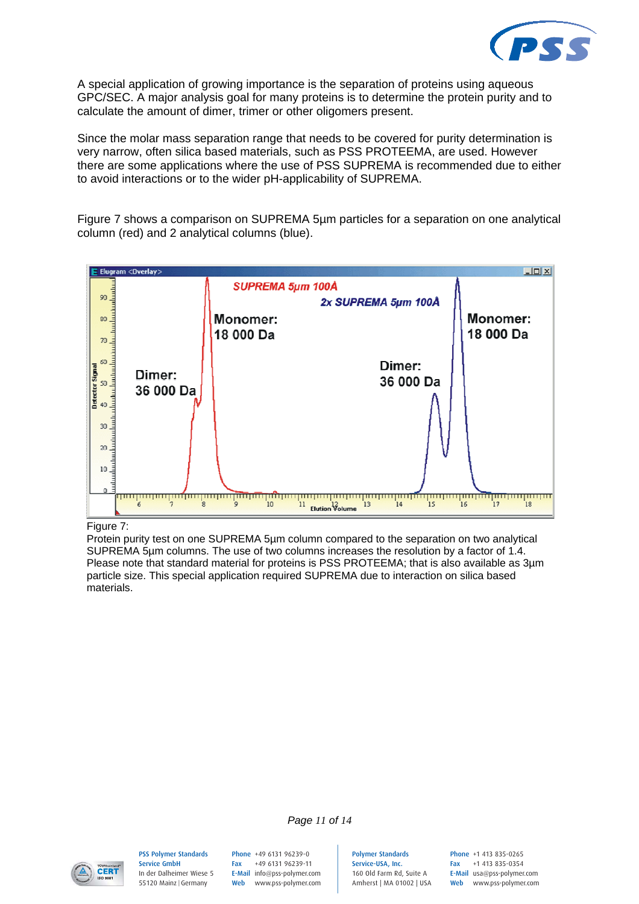A special application of growing importance is the separation of proteins using aqueous GPC/SEC. A major analysis goal for many proteins is to determine the protein purity and to calculate the amount of dimer, trimer or other oligomers present.

Since the molar mass separation range that needs to be covered for purity determination is very narrow, often silica based materials, such as PSS PROTEEMA, are used. However there are some applications where the use of PSS SUPREMA is recommended due to either to avoid interactions or to the wider pH-applicability of SUPREMA.

Figure 7 shows a comparison on SUPREMA 5µm particles for a separation on one analytical column (red) and 2 analytical columns (blue).

Figure 7:
Protein purity test on one SUPREMA 5µm column compared to the separation on two analytical SUPREMA 5µm columns. The use of two columns increases the resolution by a factor of 1.4. Please note that standard material for proteins is PSS PROTEEMA; that is also available as 3µm particle size. This special application required SUPREMA due to interaction on silica based materials.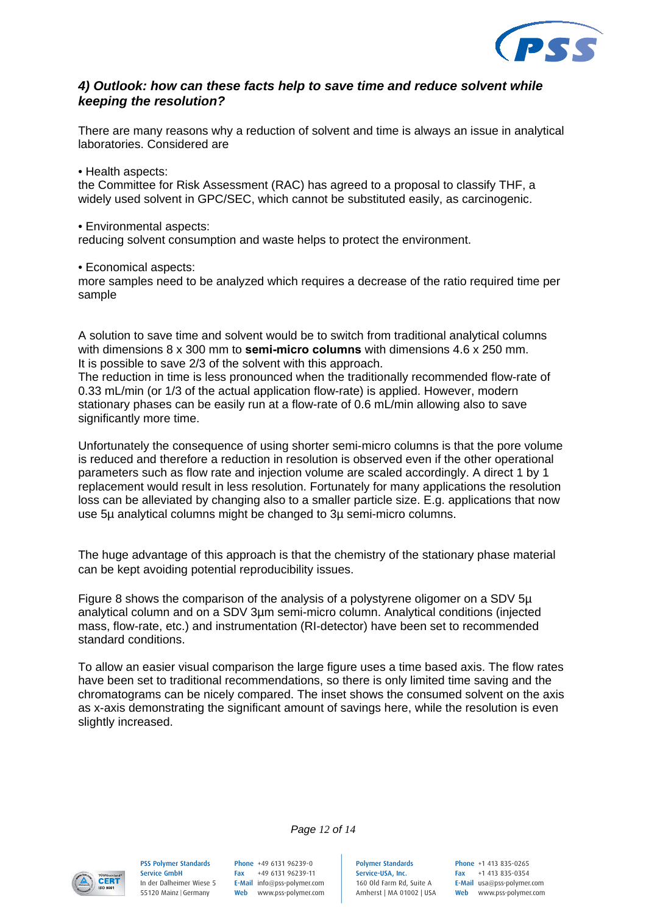### *4) Outlook: how can these facts help to save time and reduce solvent while keeping the resolution?*

There are many reasons why a reduction of solvent and time is always an issue in analytical laboratories. Considered are

• Health aspects:
the Committee for Risk Assessment (RAC) has agreed to a proposal to classify THF, a widely used solvent in GPC/SEC, which cannot be substituted easily, as carcinogenic.

• Environmental aspects:
reducing solvent consumption and waste helps to protect the environment.

• Economical aspects:
more samples need to be analyzed which requires a decrease of the ratio required time per sample

A solution to save time and solvent would be to switch from traditional analytical columns with dimensions 8 x 300 mm to **semi-micro columns** with dimensions 4.6 x 250 mm. It is possible to save 2/3 of the solvent with this approach.
The reduction in time is less pronounced when the traditionally recommended flow-rate of 0.33 mL/min (or 1/3 of the actual application flow-rate) is applied. However, modern stationary phases can be easily run at a flow-rate of 0.6 mL/min allowing also to save significantly more time.

Unfortunately the consequence of using shorter semi-micro columns is that the pore volume is reduced and therefore a reduction in resolution is observed even if the other operational parameters such as flow rate and injection volume are scaled accordingly. A direct 1 by 1 replacement would result in less resolution. Fortunately for many applications the resolution loss can be alleviated by changing also to a smaller particle size. E.g. applications that now use 5µ analytical columns might be changed to 3µ semi-micro columns.

The huge advantage of this approach is that the chemistry of the stationary phase material can be kept avoiding potential reproducibility issues.

Figure 8 shows the comparison of the analysis of a polystyrene oligomer on a SDV 5µ analytical column and on a SDV 3µm semi-micro column. Analytical conditions (injected mass, flow-rate, etc.) and instrumentation (RI-detector) have been set to recommended standard conditions.

To allow an easier visual comparison the large figure uses a time based axis. The flow rates have been set to traditional recommendations, so there is only limited time saving and the chromatograms can be nicely compared. The inset shows the consumed solvent on the axis as x-axis demonstrating the significant amount of savings here, while the resolution is even slightly increased.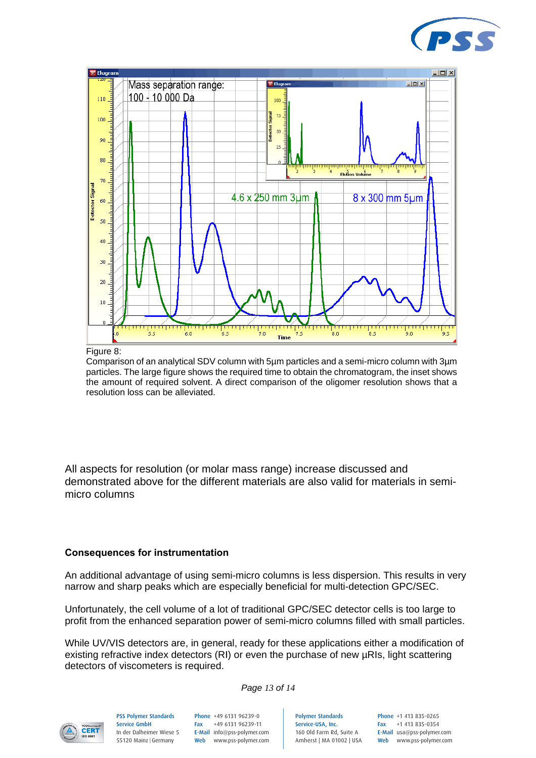Figure 8:
Comparison of an analytical SDV column with 5µm particles and a semi-micro column with 3µm particles. The large figure shows the required time to obtain the chromatogram, the inset shows the amount of required solvent. A direct comparison of the oligomer resolution shows that a resolution loss can be alleviated.

All aspects for resolution (or molar mass range) increase discussed and demonstrated above for the different materials are also valid for materials in semi-micro columns

**Consequences for instrumentation**

An additional advantage of using semi-micro columns is less dispersion. This results in very narrow and sharp peaks which are especially beneficial for multi-detection GPC/SEC.

Unfortunately, the cell volume of a lot of traditional GPC/SEC detector cells is too large to profit from the enhanced separation power of semi-micro columns filled with small particles.

While UV/VIS detectors are, in general, ready for these applications either a modification of existing refractive index detectors (RI) or even the purchase of new µRIs, light scattering detectors of viscometers is required.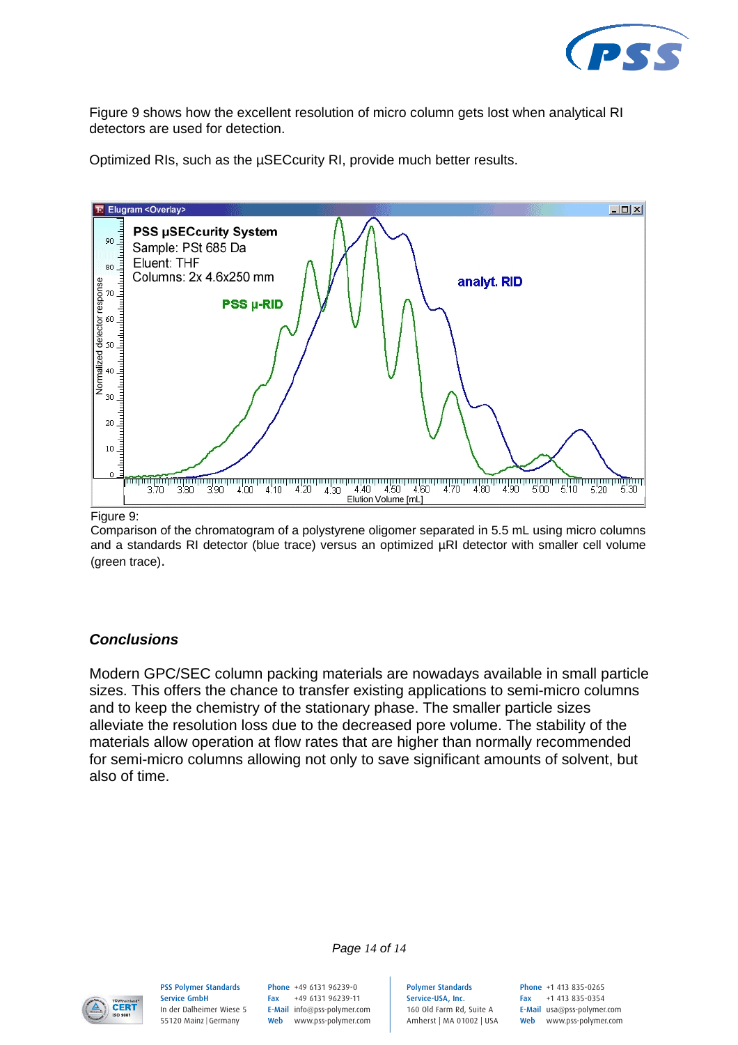Figure 9 shows how the excellent resolution of micro column gets lost when analytical RI detectors are used for detection.

Optimized RIs, such as the µSECcurity RI, provide much better results.

Elugram <Overlay>

PSS µSECcurity System
Sample: PSt 685 Da
Eluent: THF
Columns: 2x 4.6x250 mm

PSS µ-RID

analyt. RID

Normalized detector response

0
10
20
30
40
50
60
70
80
90

3.70
3.80
3.90
4.00
4.10
4.20
4.30
4.40
4.50
4.60
4.70
4.80
4.90
5.00
5.10
5.20
5.30

Elution Volume [mL]

Figure 9:
Comparison of the chromatogram of a polystyrene oligomer separated in 5.5 mL using micro columns and a standards RI detector (blue trace) versus an optimized µRI detector with smaller cell volume (green trace).

### *Conclusions*

Modern GPC/SEC column packing materials are nowadays available in small particle sizes. This offers the chance to transfer existing applications to semi-micro columns and to keep the chemistry of the stationary phase. The smaller particle sizes alleviate the resolution loss due to the decreased pore volume. The stability of the materials allow operation at flow rates that are higher than normally recommended for semi-micro columns allowing not only to save significant amounts of solvent, but also of time.